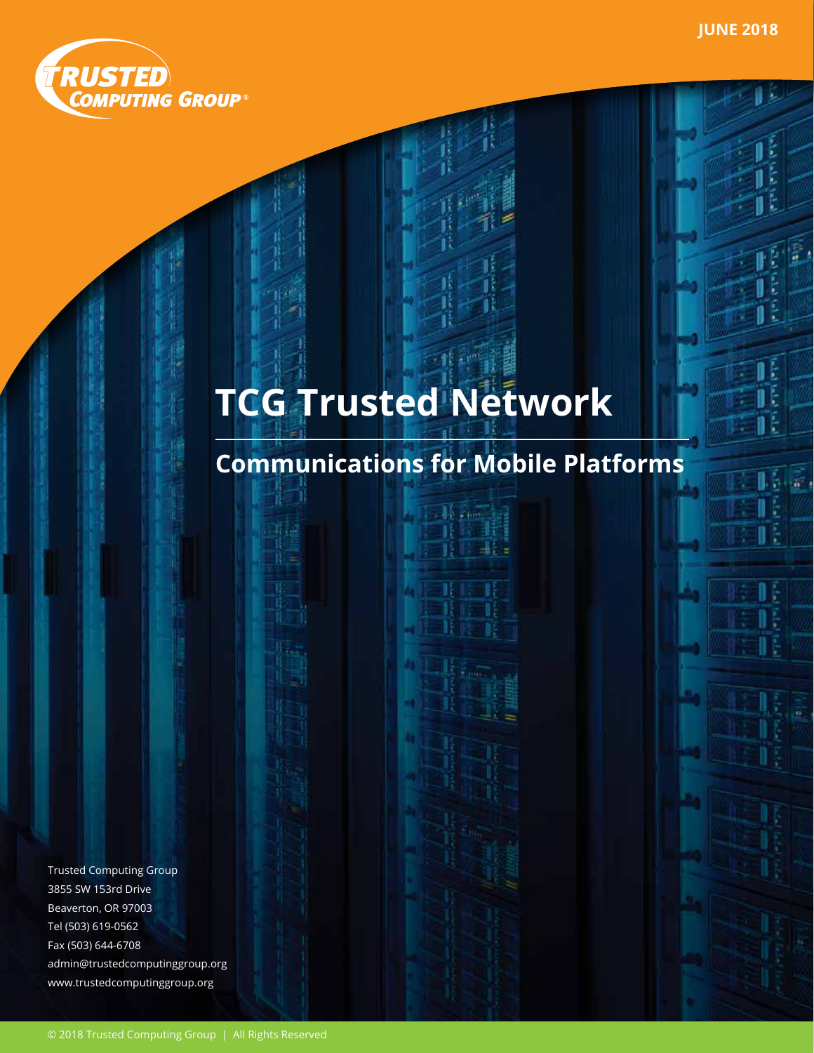JUNE 2018

# TCG Trusted Network

## Communications for Mobile Platforms

Trusted Computing Group
3855 SW 153rd Drive
Beaverton, OR 97003
Tel (503) 619-0562
Fax (503) 644-6708
admin@trustedcomputinggroup.org
www.trustedcomputinggroup.org

© 2018 Trusted Computing Group | All Rights Reserved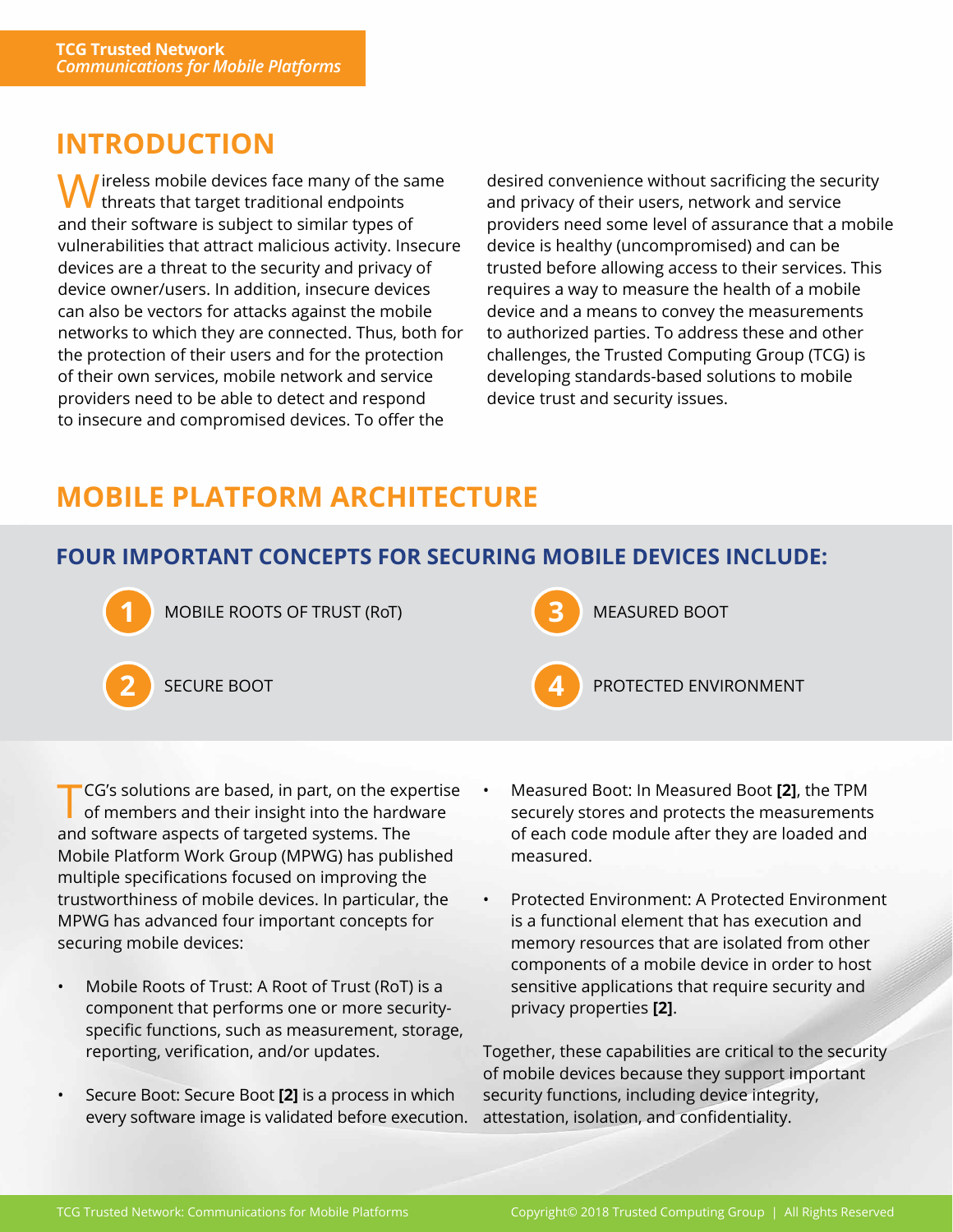## INTRODUCTION

Wireless mobile devices face many of the same threats that target traditional endpoints and their software is subject to similar types of vulnerabilities that attract malicious activity. Insecure devices are a threat to the security and privacy of device owner/users. In addition, insecure devices can also be vectors for attacks against the mobile networks to which they are connected. Thus, both for the protection of their users and for the protection of their own services, mobile network and service providers need to be able to detect and respond to insecure and compromised devices. To offer the desired convenience without sacrificing the security and privacy of their users, network and service providers need some level of assurance that a mobile device is healthy (uncompromised) and can be trusted before allowing access to their services. This requires a way to measure the health of a mobile device and a means to convey the measurements to authorized parties. To address these and other challenges, the Trusted Computing Group (TCG) is developing standards-based solutions to mobile device trust and security issues.

## MOBILE PLATFORM ARCHITECTURE

### FOUR IMPORTANT CONCEPTS FOR SECURING MOBILE DEVICES INCLUDE:

1. MOBILE ROOTS OF TRUST (RoT)
2. SECURE BOOT
3. MEASURED BOOT
4. PROTECTED ENVIRONMENT

TCG's solutions are based, in part, on the expertise of members and their insight into the hardware and software aspects of targeted systems. The Mobile Platform Work Group (MPWG) has published multiple specifications focused on improving the trustworthiness of mobile devices. In particular, the MPWG has advanced four important concepts for securing mobile devices:

- Mobile Roots of Trust: A Root of Trust (RoT) is a component that performs one or more security-specific functions, such as measurement, storage, reporting, verification, and/or updates.
- Secure Boot: Secure Boot **[2]** is a process in which every software image is validated before execution.
- Measured Boot: In Measured Boot **[2]**, the TPM securely stores and protects the measurements of each code module after they are loaded and measured.
- Protected Environment: A Protected Environment is a functional element that has execution and memory resources that are isolated from other components of a mobile device in order to host sensitive applications that require security and privacy properties **[2]**.

Together, these capabilities are critical to the security of mobile devices because they support important security functions, including device integrity, attestation, isolation, and confidentiality.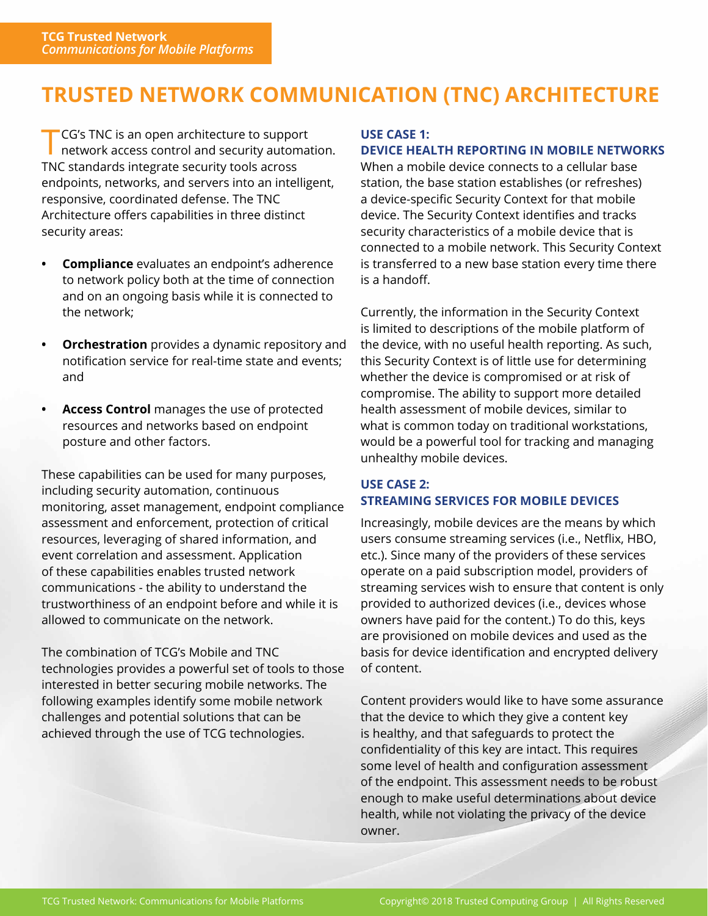# TRUSTED NETWORK COMMUNICATION (TNC) ARCHITECTURE

TCG's TNC is an open architecture to support network access control and security automation. TNC standards integrate security tools across endpoints, networks, and servers into an intelligent, responsive, coordinated defense. The TNC Architecture offers capabilities in three distinct security areas:

- **Compliance** evaluates an endpoint's adherence to network policy both at the time of connection and on an ongoing basis while it is connected to the network;
- **Orchestration** provides a dynamic repository and notification service for real-time state and events; and
- **Access Control** manages the use of protected resources and networks based on endpoint posture and other factors.

These capabilities can be used for many purposes, including security automation, continuous monitoring, asset management, endpoint compliance assessment and enforcement, protection of critical resources, leveraging of shared information, and event correlation and assessment. Application of these capabilities enables trusted network communications - the ability to understand the trustworthiness of an endpoint before and while it is allowed to communicate on the network.

The combination of TCG's Mobile and TNC technologies provides a powerful set of tools to those interested in better securing mobile networks. The following examples identify some mobile network challenges and potential solutions that can be achieved through the use of TCG technologies.

## USE CASE 1: DEVICE HEALTH REPORTING IN MOBILE NETWORKS

When a mobile device connects to a cellular base station, the base station establishes (or refreshes) a device-specific Security Context for that mobile device. The Security Context identifies and tracks security characteristics of a mobile device that is connected to a mobile network. This Security Context is transferred to a new base station every time there is a handoff.

Currently, the information in the Security Context is limited to descriptions of the mobile platform of the device, with no useful health reporting. As such, this Security Context is of little use for determining whether the device is compromised or at risk of compromise. The ability to support more detailed health assessment of mobile devices, similar to what is common today on traditional workstations, would be a powerful tool for tracking and managing unhealthy mobile devices.

## USE CASE 2: STREAMING SERVICES FOR MOBILE DEVICES

Increasingly, mobile devices are the means by which users consume streaming services (i.e., Netflix, HBO, etc.). Since many of the providers of these services operate on a paid subscription model, providers of streaming services wish to ensure that content is only provided to authorized devices (i.e., devices whose owners have paid for the content.) To do this, keys are provisioned on mobile devices and used as the basis for device identification and encrypted delivery of content.

Content providers would like to have some assurance that the device to which they give a content key is healthy, and that safeguards to protect the confidentiality of this key are intact. This requires some level of health and configuration assessment of the endpoint. This assessment needs to be robust enough to make useful determinations about device health, while not violating the privacy of the device owner.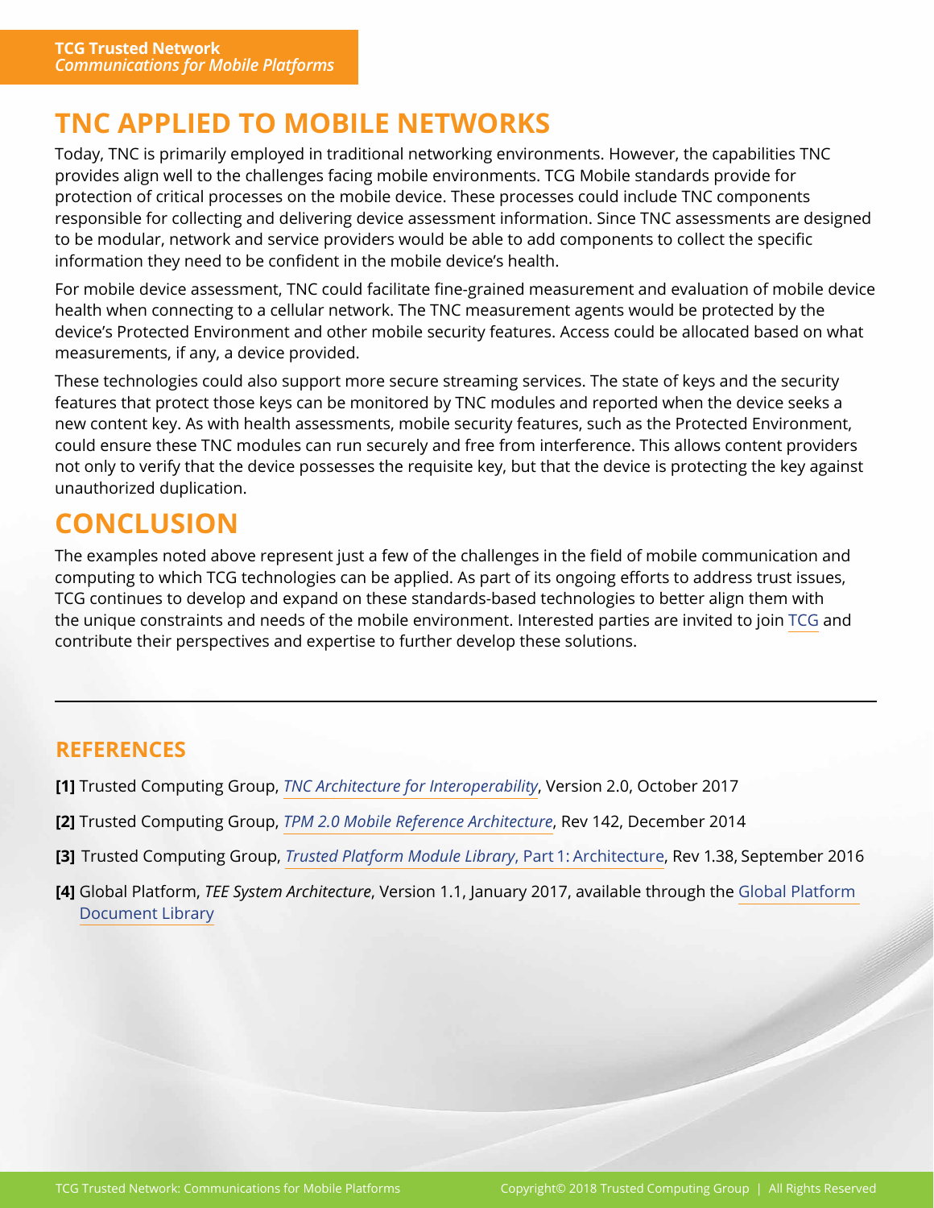# TNC APPLIED TO MOBILE NETWORKS

Today, TNC is primarily employed in traditional networking environments. However, the capabilities TNC provides align well to the challenges facing mobile environments. TCG Mobile standards provide for protection of critical processes on the mobile device. These processes could include TNC components responsible for collecting and delivering device assessment information. Since TNC assessments are designed to be modular, network and service providers would be able to add components to collect the specific information they need to be confident in the mobile device's health.

For mobile device assessment, TNC could facilitate fine-grained measurement and evaluation of mobile device health when connecting to a cellular network. The TNC measurement agents would be protected by the device's Protected Environment and other mobile security features. Access could be allocated based on what measurements, if any, a device provided.

These technologies could also support more secure streaming services. The state of keys and the security features that protect those keys can be monitored by TNC modules and reported when the device seeks a new content key. As with health assessments, mobile security features, such as the Protected Environment, could ensure these TNC modules can run securely and free from interference. This allows content providers not only to verify that the device possesses the requisite key, but that the device is protecting the key against unauthorized duplication.

# CONCLUSION

The examples noted above represent just a few of the challenges in the field of mobile communication and computing to which TCG technologies can be applied. As part of its ongoing efforts to address trust issues, TCG continues to develop and expand on these standards-based technologies to better align them with the unique constraints and needs of the mobile environment. Interested parties are invited to join TCG and contribute their perspectives and expertise to further develop these solutions.

---

## REFERENCES

**[1]** Trusted Computing Group, *TNC Architecture for Interoperability*, Version 2.0, October 2017

**[2]** Trusted Computing Group, *TPM 2.0 Mobile Reference Architecture*, Rev 142, December 2014

**[3]** Trusted Computing Group, *Trusted Platform Module Library*, Part 1: Architecture, Rev 1.38, September 2016

**[4]** Global Platform, *TEE System Architecture*, Version 1.1, January 2017, available through the Global Platform Document Library